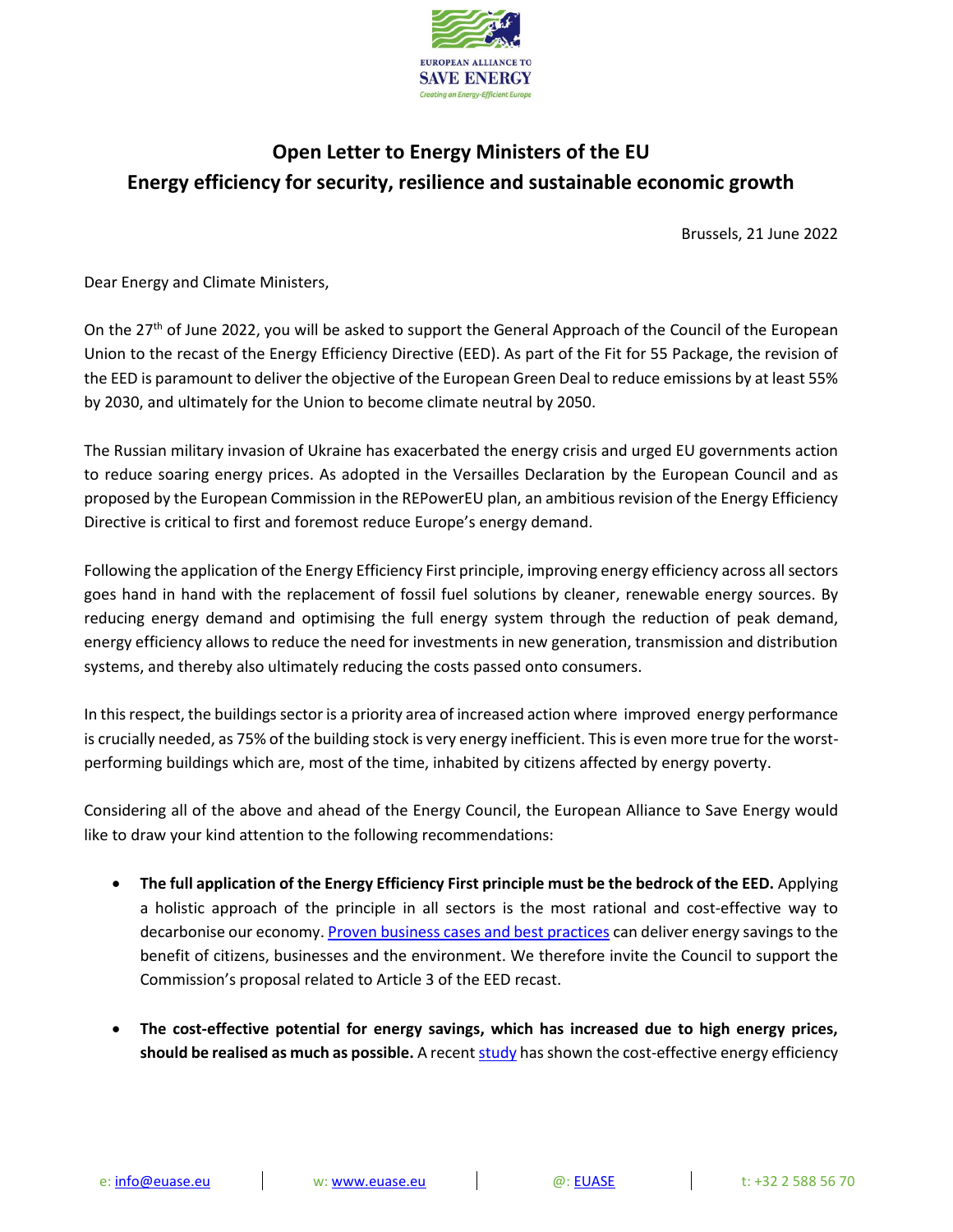EUROPEAN ALLIANCE TO SAVE ENERGY

*Creating an Energy-Efficient Europe*

# Open Letter to Energy Ministers of the EU
## Energy efficiency for security, resilience and sustainable economic growth

Brussels, 21 June 2022

Dear Energy and Climate Ministers,

On the 27th of June 2022, you will be asked to support the General Approach of the Council of the European Union to the recast of the Energy Efficiency Directive (EED). As part of the Fit for 55 Package, the revision of the EED is paramount to deliver the objective of the European Green Deal to reduce emissions by at least 55% by 2030, and ultimately for the Union to become climate neutral by 2050.

The Russian military invasion of Ukraine has exacerbated the energy crisis and urged EU governments action to reduce soaring energy prices. As adopted in the Versailles Declaration by the European Council and as proposed by the European Commission in the REPowerEU plan, an ambitious revision of the Energy Efficiency Directive is critical to first and foremost reduce Europe's energy demand.

Following the application of the Energy Efficiency First principle, improving energy efficiency across all sectors goes hand in hand with the replacement of fossil fuel solutions by cleaner, renewable energy sources. By reducing energy demand and optimising the full energy system through the reduction of peak demand, energy efficiency allows to reduce the need for investments in new generation, transmission and distribution systems, and thereby also ultimately reducing the costs passed onto consumers.

In this respect, the buildings sector is a priority area of increased action where improved energy performance is crucially needed, as 75% of the building stock is very energy inefficient. This is even more true for the worst-performing buildings which are, most of the time, inhabited by citizens affected by energy poverty.

Considering all of the above and ahead of the Energy Council, the European Alliance to Save Energy would like to draw your kind attention to the following recommendations:

- **The full application of the Energy Efficiency First principle must be the bedrock of the EED.** Applying a holistic approach of the principle in all sectors is the most rational and cost-effective way to decarbonise our economy. [Proven business cases and best practices] can deliver energy savings to the benefit of citizens, businesses and the environment. We therefore invite the Council to support the Commission's proposal related to Article 3 of the EED recast.

- **The cost-effective potential for energy savings, which has increased due to high energy prices, should be realised as much as possible.** A recent [study] has shown the cost-effective energy efficiency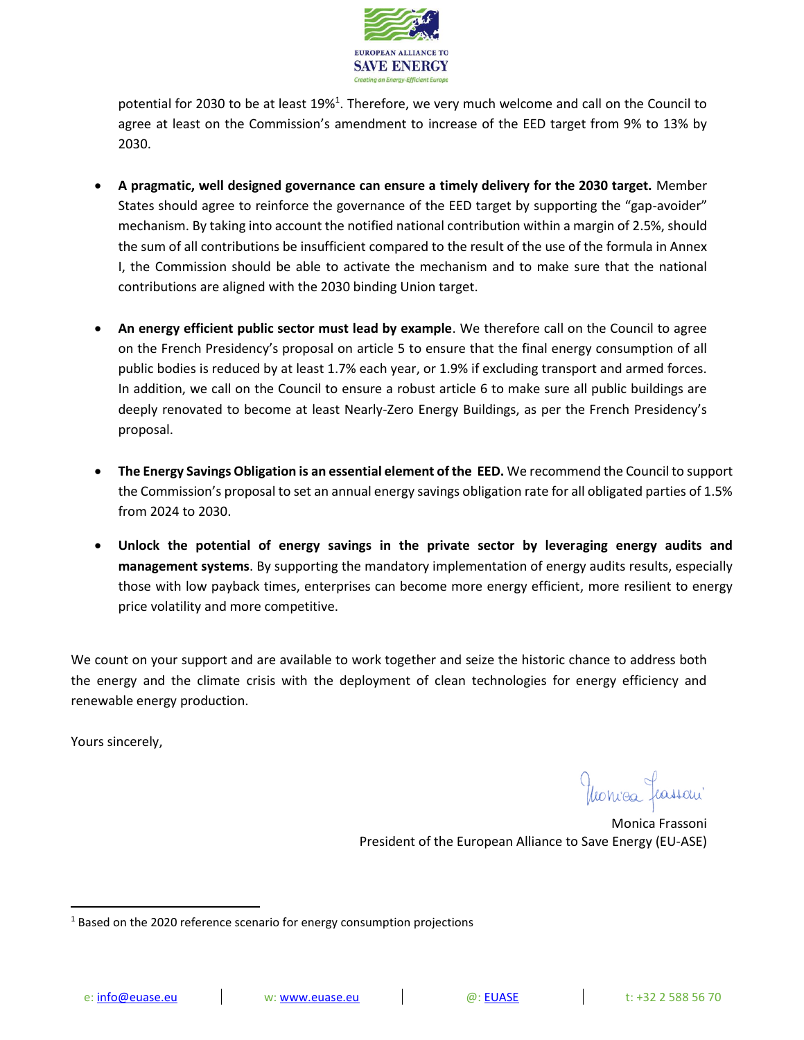potential for 2030 to be at least 19%[1]. Therefore, we very much welcome and call on the Council to agree at least on the Commission's amendment to increase of the EED target from 9% to 13% by 2030.

- **A pragmatic, well designed governance can ensure a timely delivery for the 2030 target.** Member States should agree to reinforce the governance of the EED target by supporting the "gap-avoider" mechanism. By taking into account the notified national contribution within a margin of 2.5%, should the sum of all contributions be insufficient compared to the result of the use of the formula in Annex I, the Commission should be able to activate the mechanism and to make sure that the national contributions are aligned with the 2030 binding Union target.

- **An energy efficient public sector must lead by example**. We therefore call on the Council to agree on the French Presidency's proposal on article 5 to ensure that the final energy consumption of all public bodies is reduced by at least 1.7% each year, or 1.9% if excluding transport and armed forces. In addition, we call on the Council to ensure a robust article 6 to make sure all public buildings are deeply renovated to become at least Nearly-Zero Energy Buildings, as per the French Presidency's proposal.

- **The Energy Savings Obligation is an essential element of the EED.** We recommend the Council to support the Commission's proposal to set an annual energy savings obligation rate for all obligated parties of 1.5% from 2024 to 2030.

- **Unlock the potential of energy savings in the private sector by leveraging energy audits and management systems**. By supporting the mandatory implementation of energy audits results, especially those with low payback times, enterprises can become more energy efficient, more resilient to energy price volatility and more competitive.

We count on your support and are available to work together and seize the historic chance to address both the energy and the climate crisis with the deployment of clean technologies for energy efficiency and renewable energy production.

Yours sincerely,

Monica Frassoni
President of the European Alliance to Save Energy (EU-ASE)

[1] Based on the 2020 reference scenario for energy consumption projections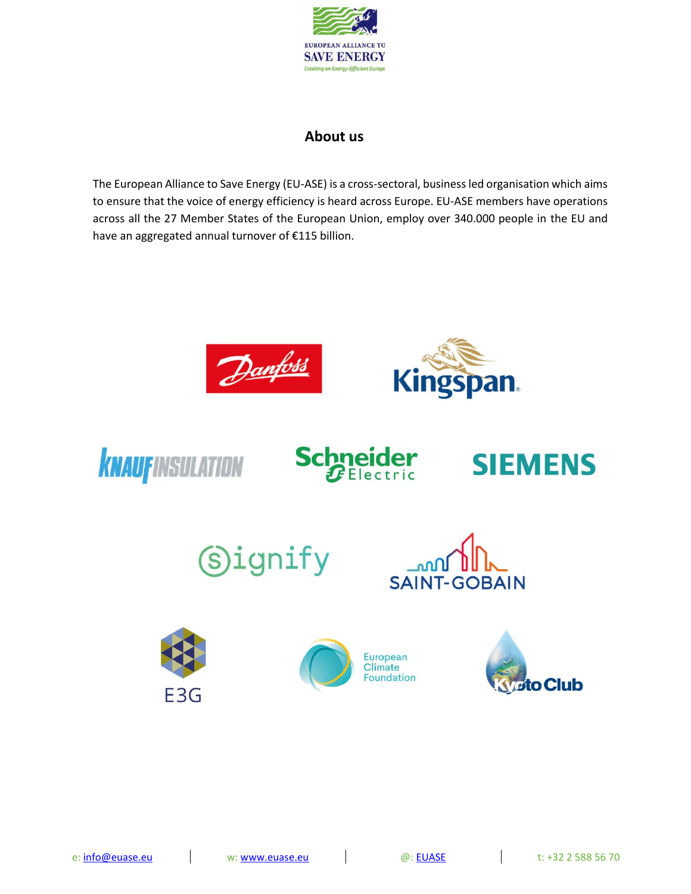## About us

The European Alliance to Save Energy (EU-ASE) is a cross-sectoral, business led organisation which aims to ensure that the voice of energy efficiency is heard across Europe. EU-ASE members have operations across all the 27 Member States of the European Union, employ over 340.000 people in the EU and have an aggregated annual turnover of €115 billion.

e: info@euase.eu | w: www.euase.eu | @: EUASE | t: +32 2 588 56 70